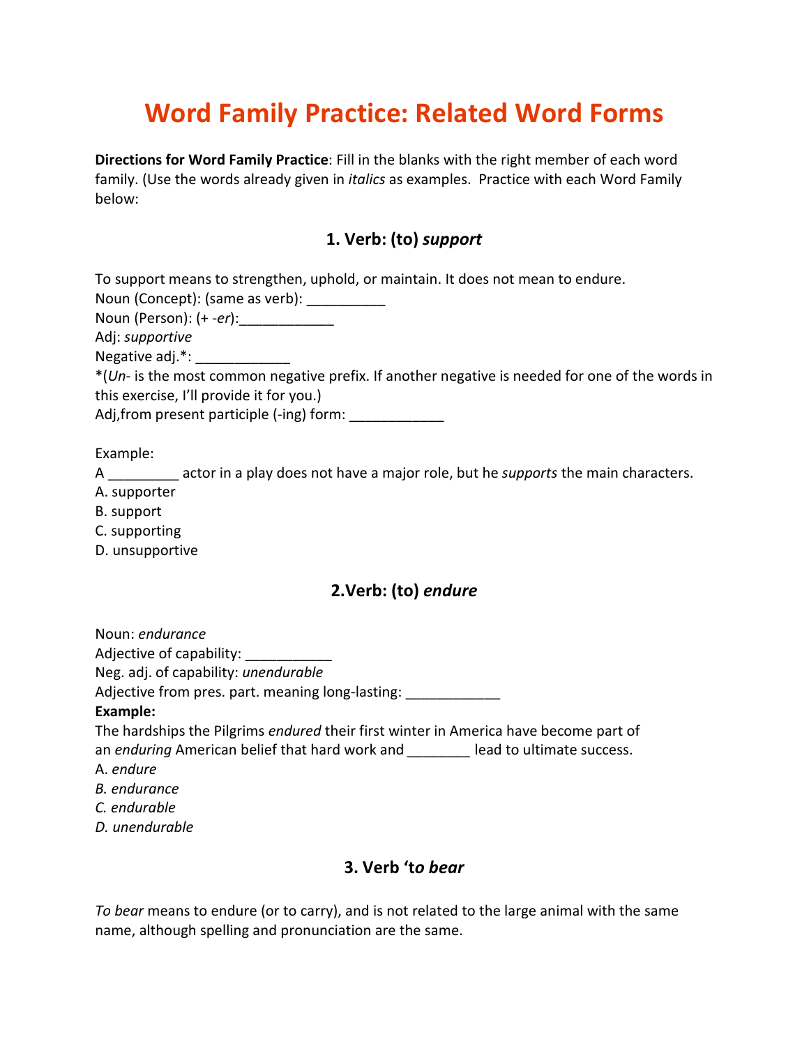# Word Family Practice: Related Word Forms

**Directions for Word Family Practice**: Fill in the blanks with the right member of each word family. (Use the words already given in *italics* as examples. Practice with each Word Family below:

### 1. Verb: (to) *support*

To support means to strengthen, uphold, or maintain. It does not mean to endure.
Noun (Concept): (same as verb): __________
Noun (Person): (+ -*er*):____________
Adj: *supportive*
Negative adj.*: ____________
*(*Un-* is the most common negative prefix. If another negative is needed for one of the words in this exercise, I'll provide it for you.)
Adj,from present participle (-ing) form: ____________

Example:
A _________ actor in a play does not have a major role, but he *supports* the main characters.
A. supporter
B. support
C. supporting
D. unsupportive

### 2.Verb: (to) *endure*

Noun: *endurance*
Adjective of capability: ___________
Neg. adj. of capability: *unendurable*
Adjective from pres. part. meaning long-lasting: ____________
**Example:**
The hardships the Pilgrims *endured* their first winter in America have become part of an *enduring* American belief that hard work and ________ lead to ultimate success.
A. *endure*
*B. endurance*
*C. endurable*
*D. unendurable*

### 3. Verb 't*o bear*

*To bear* means to endure (or to carry), and is not related to the large animal with the same name, although spelling and pronunciation are the same.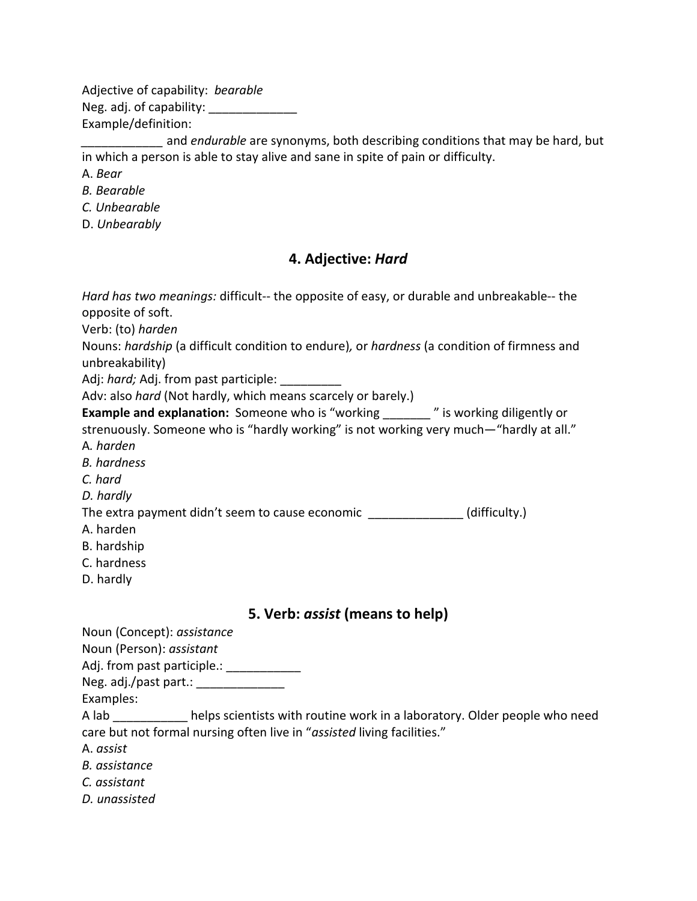Adjective of capability: *bearable*

Neg. adj. of capability: _____________

Example/definition:

____________ and *endurable* are synonyms, both describing conditions that may be hard, but in which a person is able to stay alive and sane in spite of pain or difficulty.

A. *Bear*

*B. Bearable*

*C. Unbearable*

D. *Unbearably*

## 4. Adjective: *Hard*

*Hard has two meanings:* difficult-- the opposite of easy, or durable and unbreakable-- the opposite of soft.

Verb: (to) *harden*

Nouns: *hardship* (a difficult condition to endure)*,* or *hardness* (a condition of firmness and unbreakability)

Adj: *hard;* Adj. from past participle: _________

Adv: also *hard* (Not hardly, which means scarcely or barely.)

**Example and explanation:** Someone who is "working _______ " is working diligently or strenuously. Someone who is "hardly working" is not working very much—"hardly at all."

A. *harden*

*B. hardness*

*C. hard*

*D. hardly*

The extra payment didn't seem to cause economic ______________ (difficulty.)

A. harden

B. hardship

C. hardness

D. hardly

## 5. Verb: *assist* (means to help)

Noun (Concept): *assistance*

Noun (Person): *assistant*

Adj. from past participle.: ___________

Neg. adj./past part.: _____________

Examples:

A lab ___________ helps scientists with routine work in a laboratory. Older people who need care but not formal nursing often live in "*assisted* living facilities."

A. *assist*

*B. assistance*

*C. assistant*

*D. unassisted*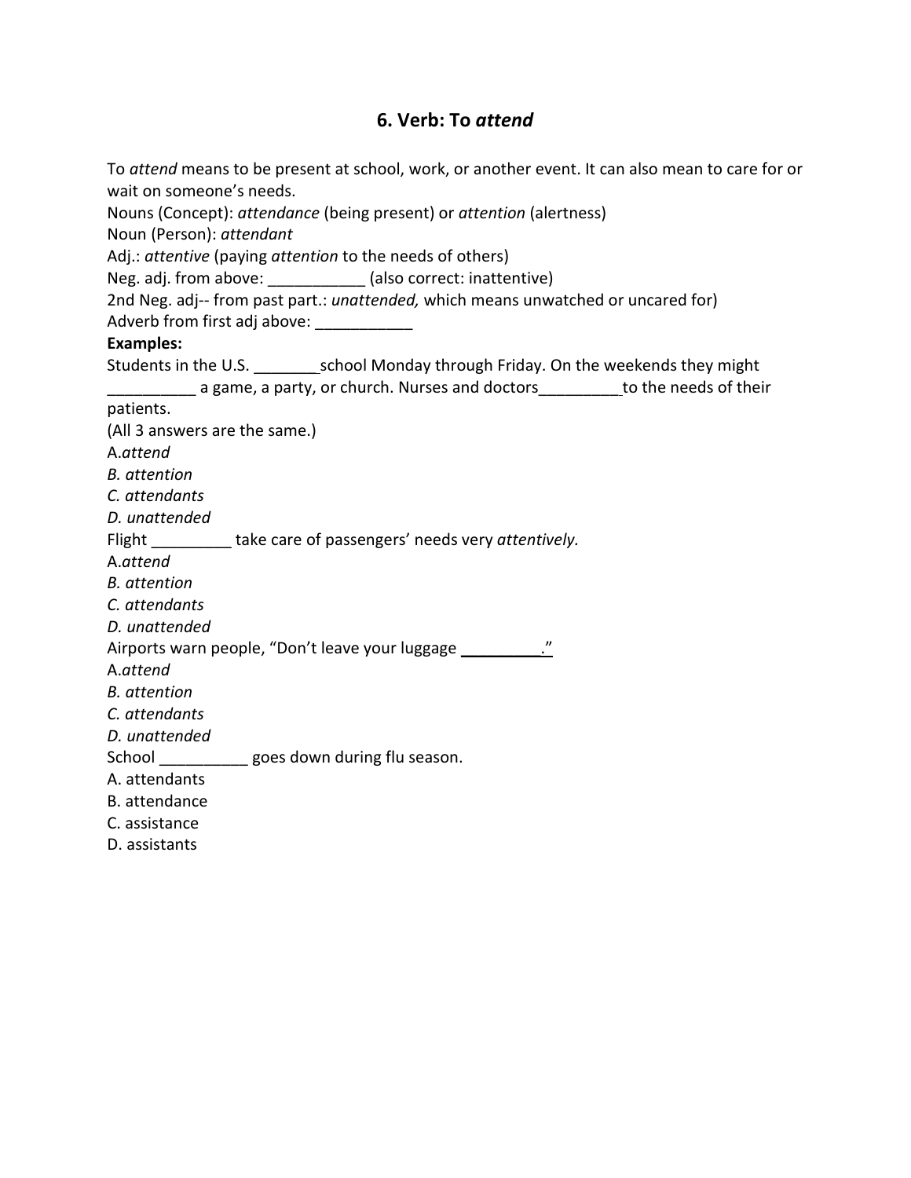## 6. Verb: To *attend*

To *attend* means to be present at school, work, or another event. It can also mean to care for or wait on someone's needs.
Nouns (Concept): *attendance* (being present) or *attention* (alertness)
Noun (Person): *attendant*
Adj.: *attentive* (paying *attention* to the needs of others)
Neg. adj. from above: ___________ (also correct: inattentive)
2nd Neg. adj-- from past part.: *unattended,* which means unwatched or uncared for)
Adverb from first adj above: ___________

**Examples:**

Students in the U.S. _______school Monday through Friday. On the weekends they might __________ a game, a party, or church. Nurses and doctors_________to the needs of their patients.
(All 3 answers are the same.)
A.*attend*
*B. attention*
*C. attendants*
*D. unattended*

Flight _________ take care of passengers' needs very *attentively.*
A.*attend*
*B. attention*
*C. attendants*
*D. unattended*

Airports warn people, "Don't leave your luggage __________."
A.*attend*
*B. attention*
*C. attendants*
*D. unattended*

School __________ goes down during flu season.
A. attendants
B. attendance
C. assistance
D. assistants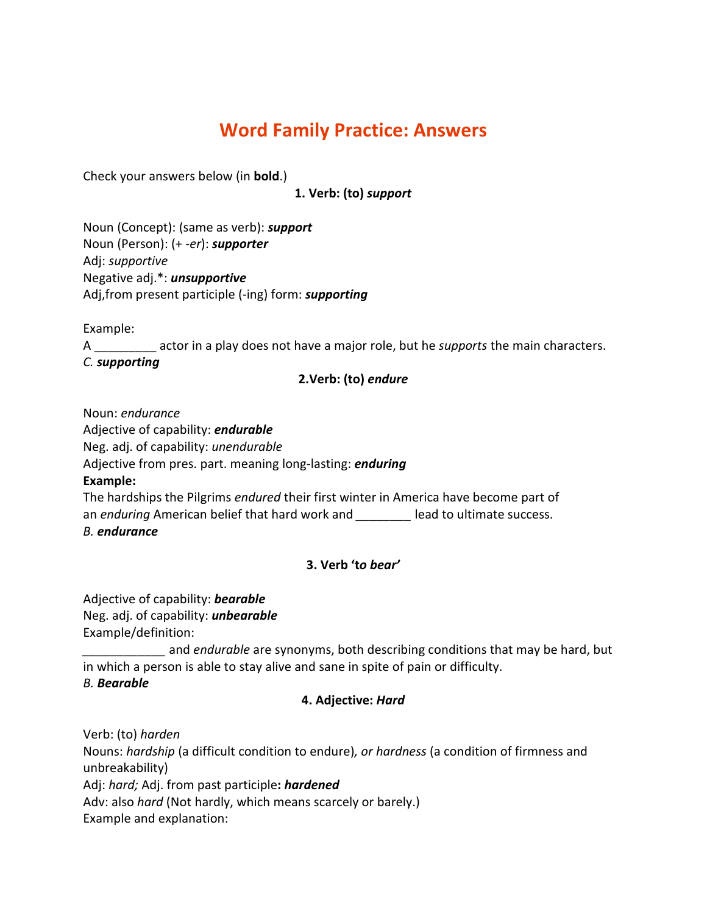# Word Family Practice: Answers

Check your answers below (in **bold**.)

**1. Verb: (to) *support***

Noun (Concept): (same as verb): ***support***
Noun (Person): (+ -*er*): ***supporter***
Adj: *supportive*
Negative adj.*: ***unsupportive***
Adj,from present participle (-ing) form: ***supporting***

Example:
A _________ actor in a play does not have a major role, but he *supports* the main characters.
*C.* ***supporting***

**2.Verb: (to) *endure***

Noun: *endurance*
Adjective of capability: ***endurable***
Neg. adj. of capability: *unendurable*
Adjective from pres. part. meaning long-lasting: ***enduring***
**Example:**
The hardships the Pilgrims *endured* their first winter in America have become part of an *enduring* American belief that hard work and ________ lead to ultimate success.
*B.* ***endurance***

**3. Verb 'to *bear*'**

Adjective of capability: ***bearable***
Neg. adj. of capability: ***unbearable***
Example/definition:
____________ and *endurable* are synonyms, both describing conditions that may be hard, but in which a person is able to stay alive and sane in spite of pain or difficulty.
*B.* ***Bearable***

**4. Adjective: *Hard***

Verb: (to) *harden*
Nouns: *hardship* (a difficult condition to endure)*, or hardness* (a condition of firmness and unbreakability)
Adj: *hard;* Adj. from past participle**:** ***hardened***
Adv: also *hard* (Not hardly, which means scarcely or barely.)
Example and explanation: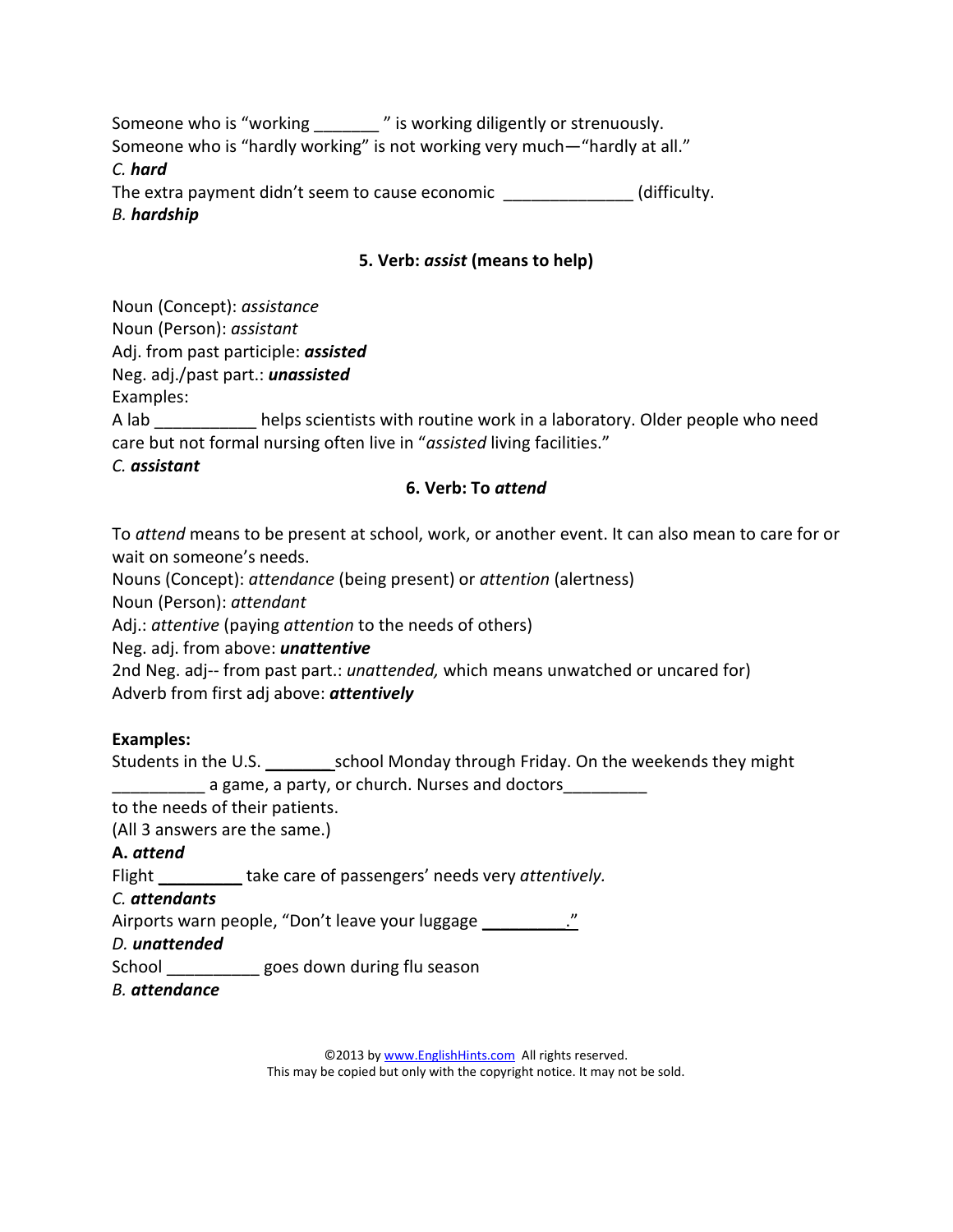Someone who is “working _______ ” is working diligently or strenuously.
Someone who is “hardly working” is not working very much—“hardly at all.”
*C.* ***hard***
The extra payment didn’t seem to cause economic ______________ (difficulty.
*B.* ***hardship***

### 5. Verb: *assist* (means to help)

Noun (Concept): *assistance*
Noun (Person): *assistant*
Adj. from past participle: ***assisted***
Neg. adj./past part.: ***unassisted***
Examples:
A lab ___________ helps scientists with routine work in a laboratory. Older people who need care but not formal nursing often live in “*assisted* living facilities.”
*C.* ***assistant***

### 6. Verb: To *attend*

To *attend* means to be present at school, work, or another event. It can also mean to care for or wait on someone’s needs.
Nouns (Concept): *attendance* (being present) or *attention* (alertness)
Noun (Person): *attendant*
Adj.: *attentive* (paying *attention* to the needs of others)
Neg. adj. from above: ***unattentive***
2nd Neg. adj-- from past part.: *unattended,* which means unwatched or uncared for)
Adverb from first adj above: ***attentively***

**Examples:**
Students in the U.S. _______school Monday through Friday. On the weekends they might __________ a game, a party, or church. Nurses and doctors_________ to the needs of their patients.
(All 3 answers are the same.)
**A.** ***attend***
Flight _________ take care of passengers’ needs very *attentively.*
*C.* ***attendants***
Airports warn people, “Don’t leave your luggage _________.”
*D.* ***unattended***
School __________ goes down during flu season
*B.* ***attendance***

©2013 by www.EnglishHints.com All rights reserved.
This may be copied but only with the copyright notice. It may not be sold.